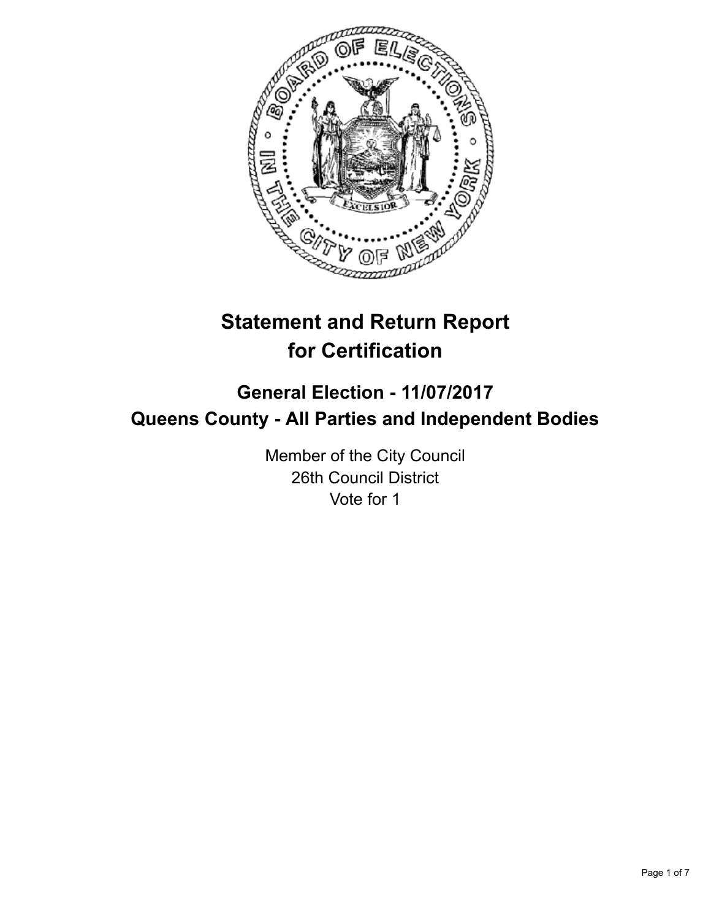# Statement and Return Report for Certification

## General Election - 11/07/2017
## Queens County - All Parties and Independent Bodies

Member of the City Council
26th Council District
Vote for 1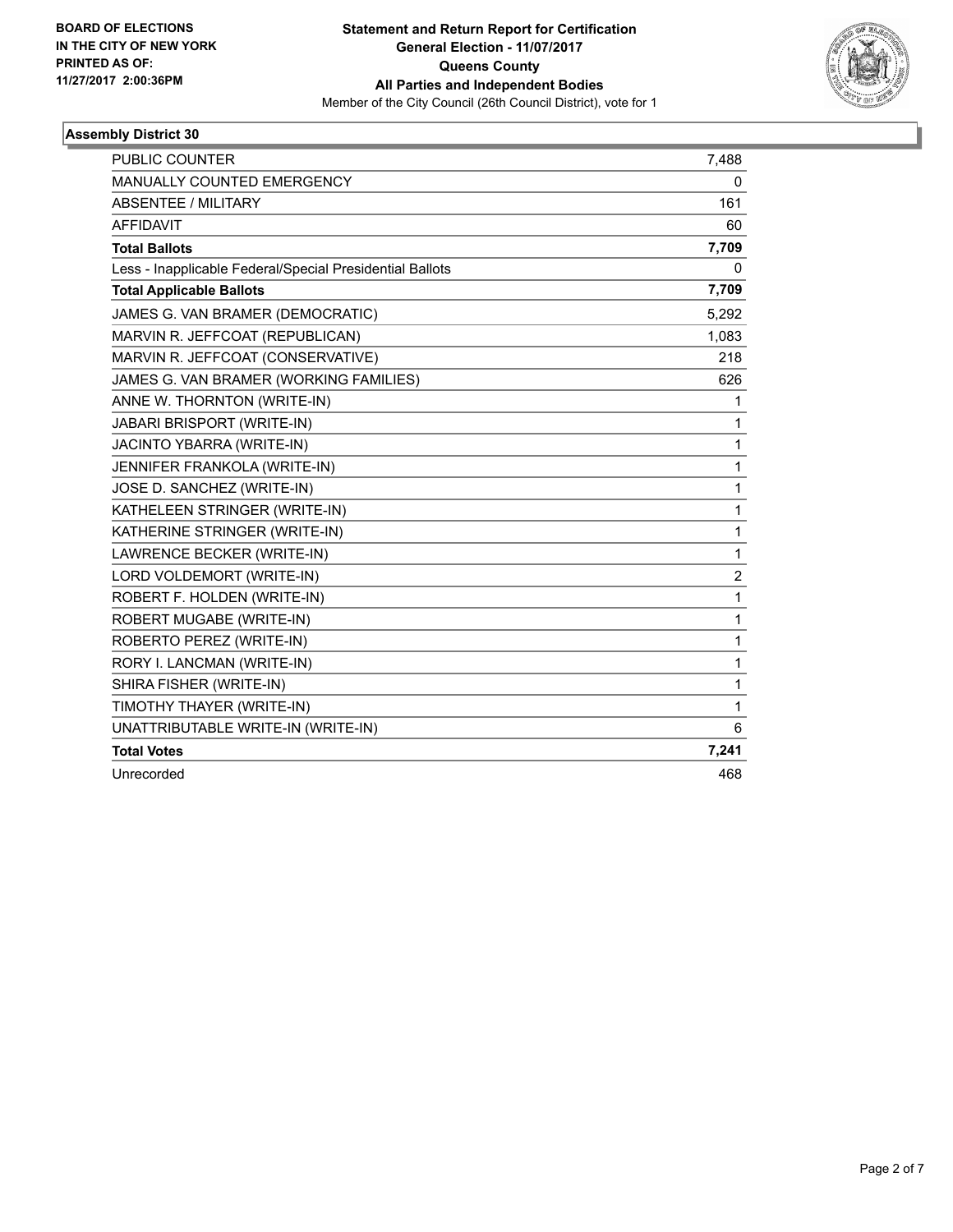BOARD OF ELECTIONS
IN THE CITY OF NEW YORK
PRINTED AS OF:
11/27/2017 2:00:36PM

**Statement and Return Report for Certification**
**General Election - 11/07/2017**
**Queens County**
**All Parties and Independent Bodies**
Member of the City Council (26th Council District), vote for 1

### Assembly District 30

| | |
|---|---|
| PUBLIC COUNTER | 7,488 |
| MANUALLY COUNTED EMERGENCY | 0 |
| ABSENTEE / MILITARY | 161 |
| AFFIDAVIT | 60 |
| **Total Ballots** | **7,709** |
| Less - Inapplicable Federal/Special Presidential Ballots | 0 |
| **Total Applicable Ballots** | **7,709** |
| JAMES G. VAN BRAMER (DEMOCRATIC) | 5,292 |
| MARVIN R. JEFFCOAT (REPUBLICAN) | 1,083 |
| MARVIN R. JEFFCOAT (CONSERVATIVE) | 218 |
| JAMES G. VAN BRAMER (WORKING FAMILIES) | 626 |
| ANNE W. THORNTON (WRITE-IN) | 1 |
| JABARI BRISPORT (WRITE-IN) | 1 |
| JACINTO YBARRA (WRITE-IN) | 1 |
| JENNIFER FRANKOLA (WRITE-IN) | 1 |
| JOSE D. SANCHEZ (WRITE-IN) | 1 |
| KATHELEEN STRINGER (WRITE-IN) | 1 |
| KATHERINE STRINGER (WRITE-IN) | 1 |
| LAWRENCE BECKER (WRITE-IN) | 1 |
| LORD VOLDEMORT (WRITE-IN) | 2 |
| ROBERT F. HOLDEN (WRITE-IN) | 1 |
| ROBERT MUGABE (WRITE-IN) | 1 |
| ROBERTO PEREZ (WRITE-IN) | 1 |
| RORY I. LANCMAN (WRITE-IN) | 1 |
| SHIRA FISHER (WRITE-IN) | 1 |
| TIMOTHY THAYER (WRITE-IN) | 1 |
| UNATTRIBUTABLE WRITE-IN (WRITE-IN) | 6 |
| **Total Votes** | **7,241** |
| Unrecorded | 468 |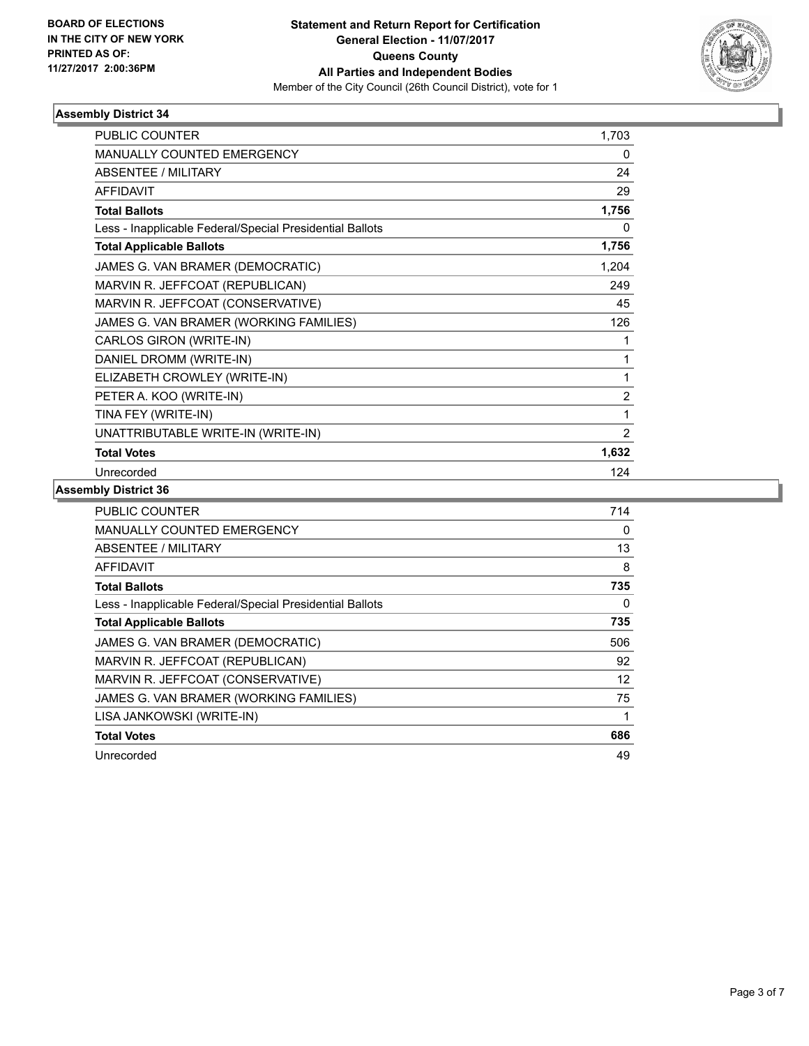**BOARD OF ELECTIONS IN THE CITY OF NEW YORK PRINTED AS OF: 11/27/2017 2:00:36PM**

# Statement and Return Report for Certification
## General Election - 11/07/2017
## Queens County
## All Parties and Independent Bodies

Member of the City Council (26th Council District), vote for 1

### Assembly District 34

| | |
|---|---|
| PUBLIC COUNTER | 1,703 |
| MANUALLY COUNTED EMERGENCY | 0 |
| ABSENTEE / MILITARY | 24 |
| AFFIDAVIT | 29 |
| **Total Ballots** | **1,756** |
| Less - Inapplicable Federal/Special Presidential Ballots | 0 |
| **Total Applicable Ballots** | **1,756** |
| JAMES G. VAN BRAMER (DEMOCRATIC) | 1,204 |
| MARVIN R. JEFFCOAT (REPUBLICAN) | 249 |
| MARVIN R. JEFFCOAT (CONSERVATIVE) | 45 |
| JAMES G. VAN BRAMER (WORKING FAMILIES) | 126 |
| CARLOS GIRON (WRITE-IN) | 1 |
| DANIEL DROMM (WRITE-IN) | 1 |
| ELIZABETH CROWLEY (WRITE-IN) | 1 |
| PETER A. KOO (WRITE-IN) | 2 |
| TINA FEY (WRITE-IN) | 1 |
| UNATTRIBUTABLE WRITE-IN (WRITE-IN) | 2 |
| **Total Votes** | **1,632** |
| Unrecorded | 124 |

### Assembly District 36

| | |
|---|---|
| PUBLIC COUNTER | 714 |
| MANUALLY COUNTED EMERGENCY | 0 |
| ABSENTEE / MILITARY | 13 |
| AFFIDAVIT | 8 |
| **Total Ballots** | **735** |
| Less - Inapplicable Federal/Special Presidential Ballots | 0 |
| **Total Applicable Ballots** | **735** |
| JAMES G. VAN BRAMER (DEMOCRATIC) | 506 |
| MARVIN R. JEFFCOAT (REPUBLICAN) | 92 |
| MARVIN R. JEFFCOAT (CONSERVATIVE) | 12 |
| JAMES G. VAN BRAMER (WORKING FAMILIES) | 75 |
| LISA JANKOWSKI (WRITE-IN) | 1 |
| **Total Votes** | **686** |
| Unrecorded | 49 |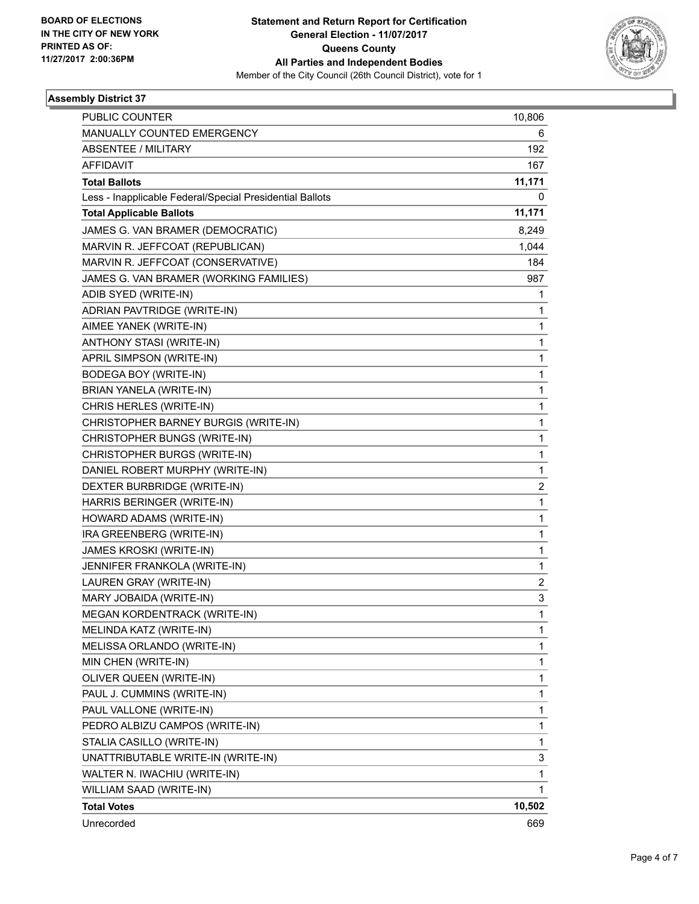BOARD OF ELECTIONS
IN THE CITY OF NEW YORK
PRINTED AS OF:
11/27/2017 2:00:36PM

**Statement and Return Report for Certification**
**General Election - 11/07/2017**
**Queens County**
**All Parties and Independent Bodies**
Member of the City Council (26th Council District), vote for 1

### Assembly District 37

| | |
|---|---|
| PUBLIC COUNTER | 10,806 |
| MANUALLY COUNTED EMERGENCY | 6 |
| ABSENTEE / MILITARY | 192 |
| AFFIDAVIT | 167 |
| **Total Ballots** | **11,171** |
| Less - Inapplicable Federal/Special Presidential Ballots | 0 |
| **Total Applicable Ballots** | **11,171** |
| JAMES G. VAN BRAMER (DEMOCRATIC) | 8,249 |
| MARVIN R. JEFFCOAT (REPUBLICAN) | 1,044 |
| MARVIN R. JEFFCOAT (CONSERVATIVE) | 184 |
| JAMES G. VAN BRAMER (WORKING FAMILIES) | 987 |
| ADIB SYED (WRITE-IN) | 1 |
| ADRIAN PAVTRIDGE (WRITE-IN) | 1 |
| AIMEE YANEK (WRITE-IN) | 1 |
| ANTHONY STASI (WRITE-IN) | 1 |
| APRIL SIMPSON (WRITE-IN) | 1 |
| BODEGA BOY (WRITE-IN) | 1 |
| BRIAN YANELA (WRITE-IN) | 1 |
| CHRIS HERLES (WRITE-IN) | 1 |
| CHRISTOPHER BARNEY BURGIS (WRITE-IN) | 1 |
| CHRISTOPHER BUNGS (WRITE-IN) | 1 |
| CHRISTOPHER BURGS (WRITE-IN) | 1 |
| DANIEL ROBERT MURPHY (WRITE-IN) | 1 |
| DEXTER BURBRIDGE (WRITE-IN) | 2 |
| HARRIS BERINGER (WRITE-IN) | 1 |
| HOWARD ADAMS (WRITE-IN) | 1 |
| IRA GREENBERG (WRITE-IN) | 1 |
| JAMES KROSKI (WRITE-IN) | 1 |
| JENNIFER FRANKOLA (WRITE-IN) | 1 |
| LAUREN GRAY (WRITE-IN) | 2 |
| MARY JOBAIDA (WRITE-IN) | 3 |
| MEGAN KORDENTRACK (WRITE-IN) | 1 |
| MELINDA KATZ (WRITE-IN) | 1 |
| MELISSA ORLANDO (WRITE-IN) | 1 |
| MIN CHEN (WRITE-IN) | 1 |
| OLIVER QUEEN (WRITE-IN) | 1 |
| PAUL J. CUMMINS (WRITE-IN) | 1 |
| PAUL VALLONE (WRITE-IN) | 1 |
| PEDRO ALBIZU CAMPOS (WRITE-IN) | 1 |
| STALIA CASILLO (WRITE-IN) | 1 |
| UNATTRIBUTABLE WRITE-IN (WRITE-IN) | 3 |
| WALTER N. IWACHIU (WRITE-IN) | 1 |
| WILLIAM SAAD (WRITE-IN) | 1 |
| **Total Votes** | **10,502** |
| Unrecorded | 669 |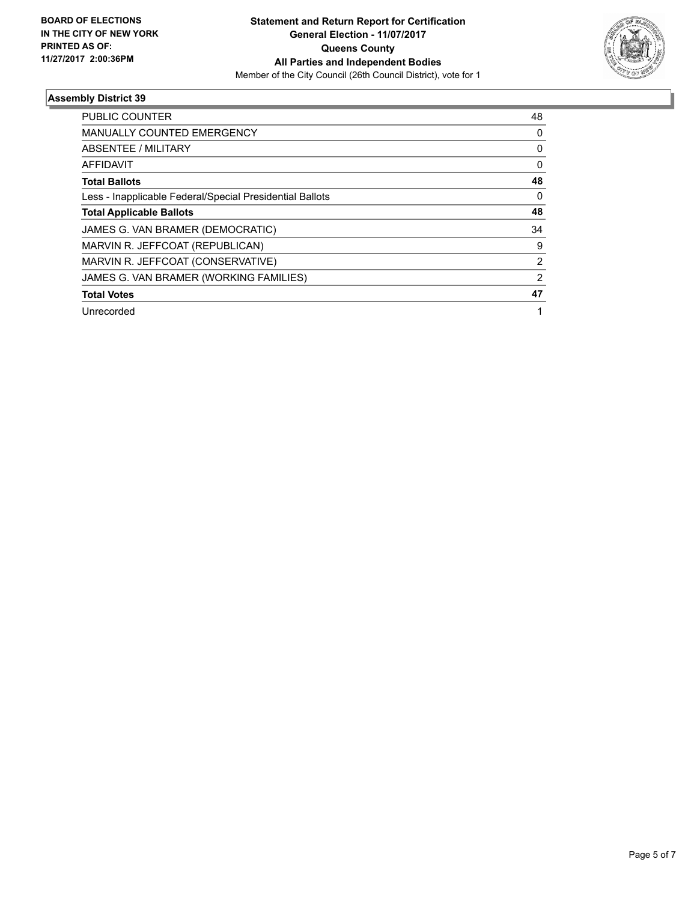**BOARD OF ELECTIONS IN THE CITY OF NEW YORK PRINTED AS OF: 11/27/2017 2:00:36PM**

**Statement and Return Report for Certification**
**General Election - 11/07/2017**
**Queens County**
**All Parties and Independent Bodies**
Member of the City Council (26th Council District), vote for 1

## Assembly District 39

| | |
|---|---|
| PUBLIC COUNTER | 48 |
| MANUALLY COUNTED EMERGENCY | 0 |
| ABSENTEE / MILITARY | 0 |
| AFFIDAVIT | 0 |
| **Total Ballots** | **48** |
| Less - Inapplicable Federal/Special Presidential Ballots | 0 |
| **Total Applicable Ballots** | **48** |
| JAMES G. VAN BRAMER (DEMOCRATIC) | 34 |
| MARVIN R. JEFFCOAT (REPUBLICAN) | 9 |
| MARVIN R. JEFFCOAT (CONSERVATIVE) | 2 |
| JAMES G. VAN BRAMER (WORKING FAMILIES) | 2 |
| **Total Votes** | **47** |
| Unrecorded | 1 |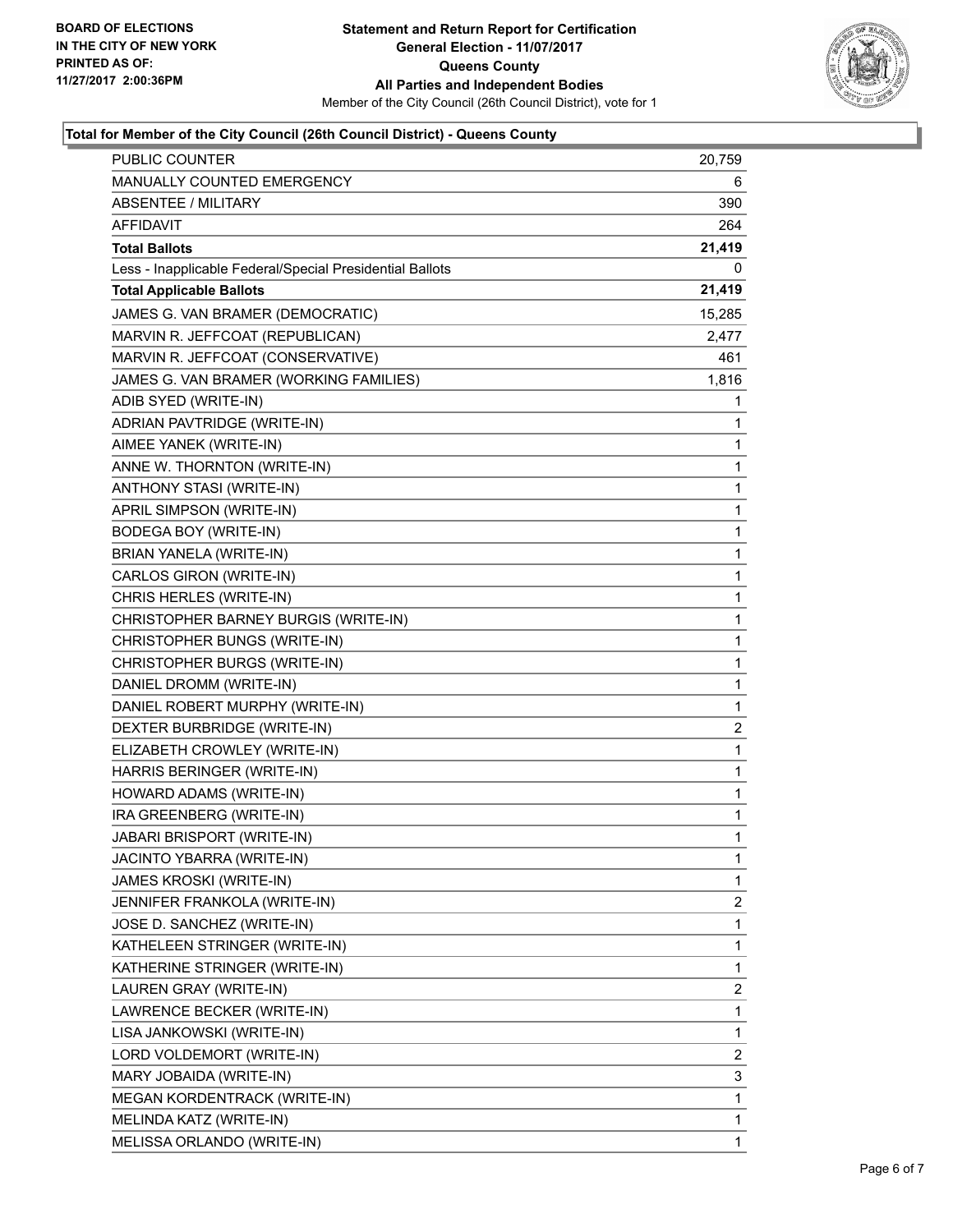BOARD OF ELECTIONS
IN THE CITY OF NEW YORK
PRINTED AS OF:
11/27/2017 2:00:36PM

**Statement and Return Report for Certification**
**General Election - 11/07/2017**
**Queens County**
**All Parties and Independent Bodies**
Member of the City Council (26th Council District), vote for 1

### Total for Member of the City Council (26th Council District) - Queens County

| | |
|---|---|
| PUBLIC COUNTER | 20,759 |
| MANUALLY COUNTED EMERGENCY | 6 |
| ABSENTEE / MILITARY | 390 |
| AFFIDAVIT | 264 |
| **Total Ballots** | **21,419** |
| Less - Inapplicable Federal/Special Presidential Ballots | 0 |
| **Total Applicable Ballots** | **21,419** |
| JAMES G. VAN BRAMER (DEMOCRATIC) | 15,285 |
| MARVIN R. JEFFCOAT (REPUBLICAN) | 2,477 |
| MARVIN R. JEFFCOAT (CONSERVATIVE) | 461 |
| JAMES G. VAN BRAMER (WORKING FAMILIES) | 1,816 |
| ADIB SYED (WRITE-IN) | 1 |
| ADRIAN PAVTRIDGE (WRITE-IN) | 1 |
| AIMEE YANEK (WRITE-IN) | 1 |
| ANNE W. THORNTON (WRITE-IN) | 1 |
| ANTHONY STASI (WRITE-IN) | 1 |
| APRIL SIMPSON (WRITE-IN) | 1 |
| BODEGA BOY (WRITE-IN) | 1 |
| BRIAN YANELA (WRITE-IN) | 1 |
| CARLOS GIRON (WRITE-IN) | 1 |
| CHRIS HERLES (WRITE-IN) | 1 |
| CHRISTOPHER BARNEY BURGIS (WRITE-IN) | 1 |
| CHRISTOPHER BUNGS (WRITE-IN) | 1 |
| CHRISTOPHER BURGS (WRITE-IN) | 1 |
| DANIEL DROMM (WRITE-IN) | 1 |
| DANIEL ROBERT MURPHY (WRITE-IN) | 1 |
| DEXTER BURBRIDGE (WRITE-IN) | 2 |
| ELIZABETH CROWLEY (WRITE-IN) | 1 |
| HARRIS BERINGER (WRITE-IN) | 1 |
| HOWARD ADAMS (WRITE-IN) | 1 |
| IRA GREENBERG (WRITE-IN) | 1 |
| JABARI BRISPORT (WRITE-IN) | 1 |
| JACINTO YBARRA (WRITE-IN) | 1 |
| JAMES KROSKI (WRITE-IN) | 1 |
| JENNIFER FRANKOLA (WRITE-IN) | 2 |
| JOSE D. SANCHEZ (WRITE-IN) | 1 |
| KATHELEEN STRINGER (WRITE-IN) | 1 |
| KATHERINE STRINGER (WRITE-IN) | 1 |
| LAUREN GRAY (WRITE-IN) | 2 |
| LAWRENCE BECKER (WRITE-IN) | 1 |
| LISA JANKOWSKI (WRITE-IN) | 1 |
| LORD VOLDEMORT (WRITE-IN) | 2 |
| MARY JOBAIDA (WRITE-IN) | 3 |
| MEGAN KORDENTRACK (WRITE-IN) | 1 |
| MELINDA KATZ (WRITE-IN) | 1 |
| MELISSA ORLANDO (WRITE-IN) | 1 |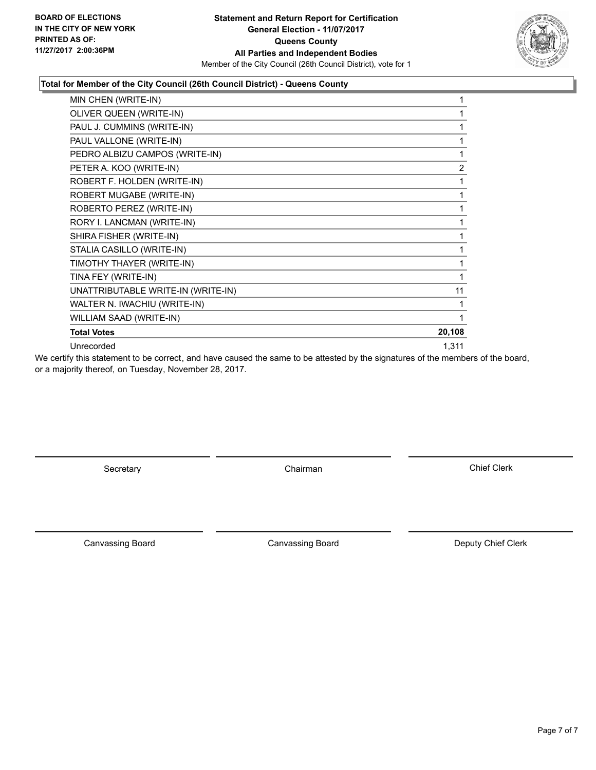**BOARD OF ELECTIONS IN THE CITY OF NEW YORK PRINTED AS OF: 11/27/2017 2:00:36PM**

**Statement and Return Report for Certification**
**General Election - 11/07/2017**
**Queens County**
**All Parties and Independent Bodies**
Member of the City Council (26th Council District), vote for 1

### Total for Member of the City Council (26th Council District) - Queens County

| | |
|---|---|
| MIN CHEN (WRITE-IN) | 1 |
| OLIVER QUEEN (WRITE-IN) | 1 |
| PAUL J. CUMMINS (WRITE-IN) | 1 |
| PAUL VALLONE (WRITE-IN) | 1 |
| PEDRO ALBIZU CAMPOS (WRITE-IN) | 1 |
| PETER A. KOO (WRITE-IN) | 2 |
| ROBERT F. HOLDEN (WRITE-IN) | 1 |
| ROBERT MUGABE (WRITE-IN) | 1 |
| ROBERTO PEREZ (WRITE-IN) | 1 |
| RORY I. LANCMAN (WRITE-IN) | 1 |
| SHIRA FISHER (WRITE-IN) | 1 |
| STALIA CASILLO (WRITE-IN) | 1 |
| TIMOTHY THAYER (WRITE-IN) | 1 |
| TINA FEY (WRITE-IN) | 1 |
| UNATTRIBUTABLE WRITE-IN (WRITE-IN) | 11 |
| WALTER N. IWACHIU (WRITE-IN) | 1 |
| WILLIAM SAAD (WRITE-IN) | 1 |
| **Total Votes** | **20,108** |
| Unrecorded | 1,311 |

We certify this statement to be correct, and have caused the same to be attested by the signatures of the members of the board, or a majority thereof, on Tuesday, November 28, 2017.

Secretary

Chairman

Chief Clerk

Canvassing Board

Canvassing Board

Deputy Chief Clerk